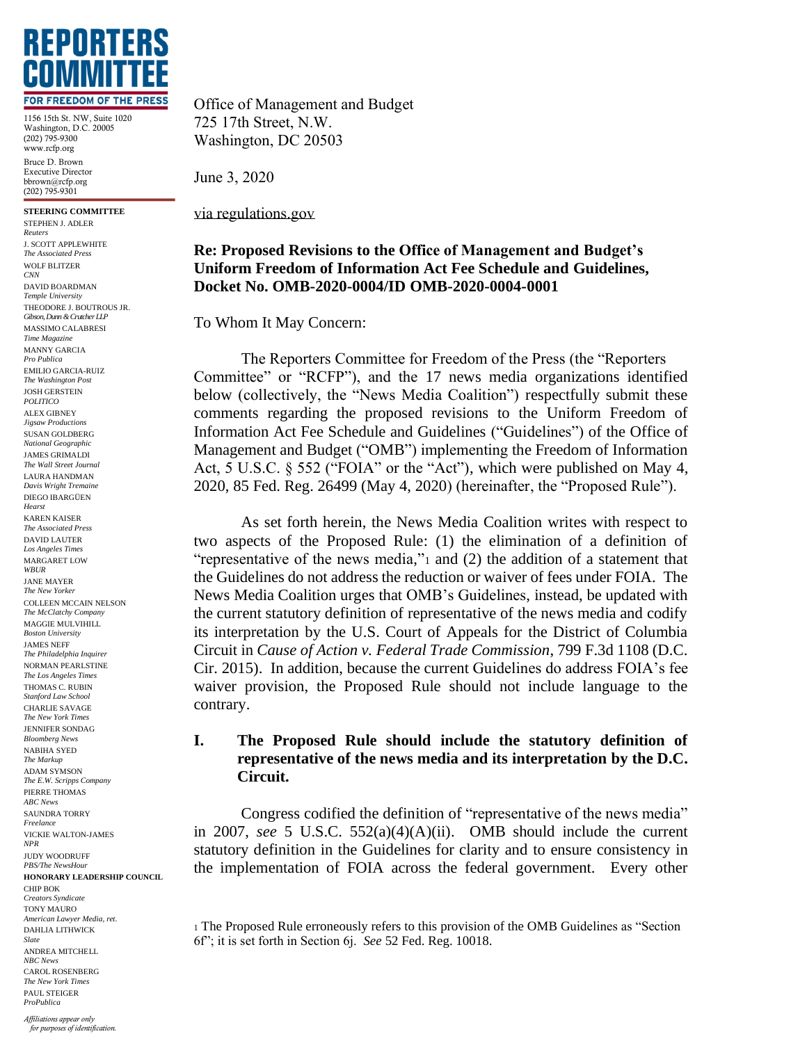# REPORTERS COMMITTEE

**FOR FREEDOM OF THE PRESS**

1156 15th St. NW, Suite 1020
Washington, D.C. 20005
(202) 795-9300
www.rcfp.org

Bruce D. Brown
Executive Director
bbrown@rcfp.org
(202) 795-9301

**STEERING COMMITTEE**

STEPHEN J. ADLER
*Reuters*
J. SCOTT APPLEWHITE
*The Associated Press*
WOLF BLITZER
*CNN*
DAVID BOARDMAN
*Temple University*
THEODORE J. BOUTROUS JR.
*Gibson, Dunn & Crutcher LLP*
MASSIMO CALABRESI
*Time Magazine*
MANNY GARCIA
*Pro Publica*
EMILIO GARCIA-RUIZ
*The Washington Post*
JOSH GERSTEIN
*POLITICO*
ALEX GIBNEY
*Jigsaw Productions*
SUSAN GOLDBERG
*National Geographic*
JAMES GRIMALDI
*The Wall Street Journal*
LAURA HANDMAN
*Davis Wright Tremaine*
DIEGO IBARGÜEN
*Hearst*
KAREN KAISER
*The Associated Press*
DAVID LAUTER
*Los Angeles Times*
MARGARET LOW
*WBUR*
JANE MAYER
*The New Yorker*
COLLEEN MCCAIN NELSON
*The McClatchy Company*
MAGGIE MULVIHILL
*Boston University*
JAMES NEFF
*The Philadelphia Inquirer*
NORMAN PEARLSTINE
*The Los Angeles Times*
THOMAS C. RUBIN
*Stanford Law School*
CHARLIE SAVAGE
*The New York Times*
JENNIFER SONDAG
*Bloomberg News*
NABIHA SYED
*The Markup*
ADAM SYMSON
*The E.W. Scripps Company*
PIERRE THOMAS
*ABC News*
SAUNDRA TORRY
*Freelance*
VICKIE WALTON-JAMES
*NPR*
JUDY WOODRUFF
*PBS/The NewsHour*

**HONORARY LEADERSHIP COUNCIL**

CHIP BOK
*Creators Syndicate*
TONY MAURO
*American Lawyer Media, ret.*
DAHLIA LITHWICK
*Slate*
ANDREA MITCHELL
*NBC News*
CAROL ROSENBERG
*The New York Times*
PAUL STEIGER
*ProPublica*

*Affiliations appear only for purposes of identification.*

Office of Management and Budget
725 17th Street, N.W.
Washington, DC 20503

June 3, 2020

via regulations.gov

**Re: Proposed Revisions to the Office of Management and Budget's Uniform Freedom of Information Act Fee Schedule and Guidelines, Docket No. OMB-2020-0004/ID OMB-2020-0004-0001**

To Whom It May Concern:

The Reporters Committee for Freedom of the Press (the "Reporters Committee" or "RCFP"), and the 17 news media organizations identified below (collectively, the "News Media Coalition") respectfully submit these comments regarding the proposed revisions to the Uniform Freedom of Information Act Fee Schedule and Guidelines ("Guidelines") of the Office of Management and Budget ("OMB") implementing the Freedom of Information Act, 5 U.S.C. § 552 ("FOIA" or the "Act"), which were published on May 4, 2020, 85 Fed. Reg. 26499 (May 4, 2020) (hereinafter, the "Proposed Rule").

As set forth herein, the News Media Coalition writes with respect to two aspects of the Proposed Rule: (1) the elimination of a definition of "representative of the news media,"[1] and (2) the addition of a statement that the Guidelines do not address the reduction or waiver of fees under FOIA. The News Media Coalition urges that OMB's Guidelines, instead, be updated with the current statutory definition of representative of the news media and codify its interpretation by the U.S. Court of Appeals for the District of Columbia Circuit in *Cause of Action v. Federal Trade Commission*, 799 F.3d 1108 (D.C. Cir. 2015). In addition, because the current Guidelines do address FOIA's fee waiver provision, the Proposed Rule should not include language to the contrary.

## I. The Proposed Rule should include the statutory definition of representative of the news media and its interpretation by the D.C. Circuit.

Congress codified the definition of "representative of the news media" in 2007, *see* 5 U.S.C. 552(a)(4)(A)(ii). OMB should include the current statutory definition in the Guidelines for clarity and to ensure consistency in the implementation of FOIA across the federal government. Every other

[1] The Proposed Rule erroneously refers to this provision of the OMB Guidelines as "Section 6f"; it is set forth in Section 6j. *See* 52 Fed. Reg. 10018.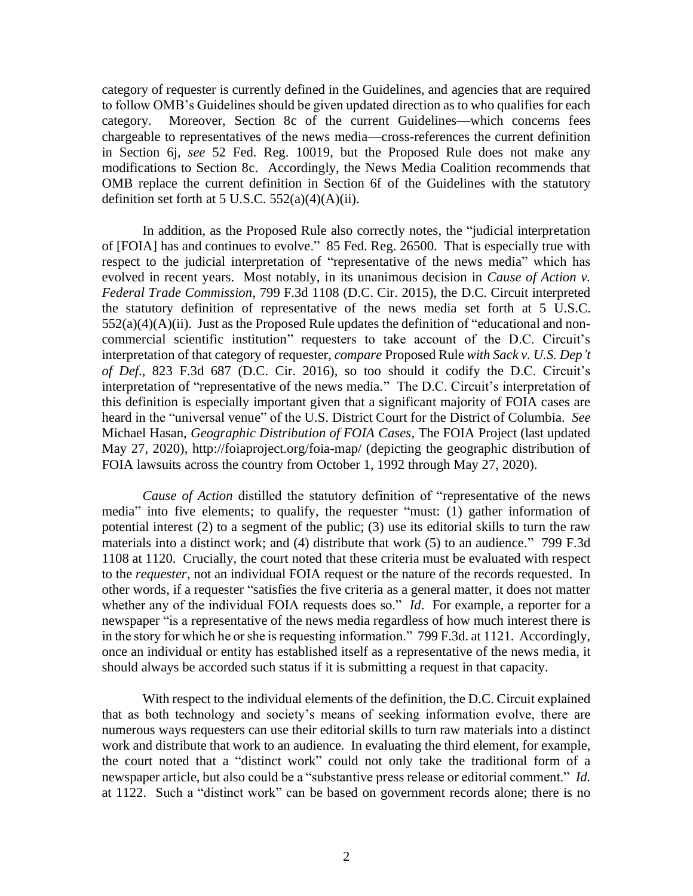category of requester is currently defined in the Guidelines, and agencies that are required to follow OMB's Guidelines should be given updated direction as to who qualifies for each category. Moreover, Section 8c of the current Guidelines—which concerns fees chargeable to representatives of the news media—cross-references the current definition in Section 6j, *see* 52 Fed. Reg. 10019, but the Proposed Rule does not make any modifications to Section 8c. Accordingly, the News Media Coalition recommends that OMB replace the current definition in Section 6f of the Guidelines with the statutory definition set forth at 5 U.S.C. 552(a)(4)(A)(ii).

In addition, as the Proposed Rule also correctly notes, the "judicial interpretation of [FOIA] has and continues to evolve." 85 Fed. Reg. 26500. That is especially true with respect to the judicial interpretation of "representative of the news media" which has evolved in recent years. Most notably, in its unanimous decision in *Cause of Action v. Federal Trade Commission*, 799 F.3d 1108 (D.C. Cir. 2015), the D.C. Circuit interpreted the statutory definition of representative of the news media set forth at 5 U.S.C. 552(a)(4)(A)(ii). Just as the Proposed Rule updates the definition of "educational and non-commercial scientific institution" requesters to take account of the D.C. Circuit's interpretation of that category of requester, *compare* Proposed Rule *with Sack v. U.S. Dep't of Def.*, 823 F.3d 687 (D.C. Cir. 2016), so too should it codify the D.C. Circuit's interpretation of "representative of the news media." The D.C. Circuit's interpretation of this definition is especially important given that a significant majority of FOIA cases are heard in the "universal venue" of the U.S. District Court for the District of Columbia. *See* Michael Hasan, *Geographic Distribution of FOIA Cases*, The FOIA Project (last updated May 27, 2020), http://foiaproject.org/foia-map/ (depicting the geographic distribution of FOIA lawsuits across the country from October 1, 1992 through May 27, 2020).

*Cause of Action* distilled the statutory definition of "representative of the news media" into five elements; to qualify, the requester "must: (1) gather information of potential interest (2) to a segment of the public; (3) use its editorial skills to turn the raw materials into a distinct work; and (4) distribute that work (5) to an audience." 799 F.3d 1108 at 1120. Crucially, the court noted that these criteria must be evaluated with respect to the *requester*, not an individual FOIA request or the nature of the records requested. In other words, if a requester "satisfies the five criteria as a general matter, it does not matter whether any of the individual FOIA requests does so." *Id*. For example, a reporter for a newspaper "is a representative of the news media regardless of how much interest there is in the story for which he or she is requesting information." 799 F.3d. at 1121. Accordingly, once an individual or entity has established itself as a representative of the news media, it should always be accorded such status if it is submitting a request in that capacity.

With respect to the individual elements of the definition, the D.C. Circuit explained that as both technology and society's means of seeking information evolve, there are numerous ways requesters can use their editorial skills to turn raw materials into a distinct work and distribute that work to an audience. In evaluating the third element, for example, the court noted that a "distinct work" could not only take the traditional form of a newspaper article, but also could be a "substantive press release or editorial comment." *Id.* at 1122. Such a "distinct work" can be based on government records alone; there is no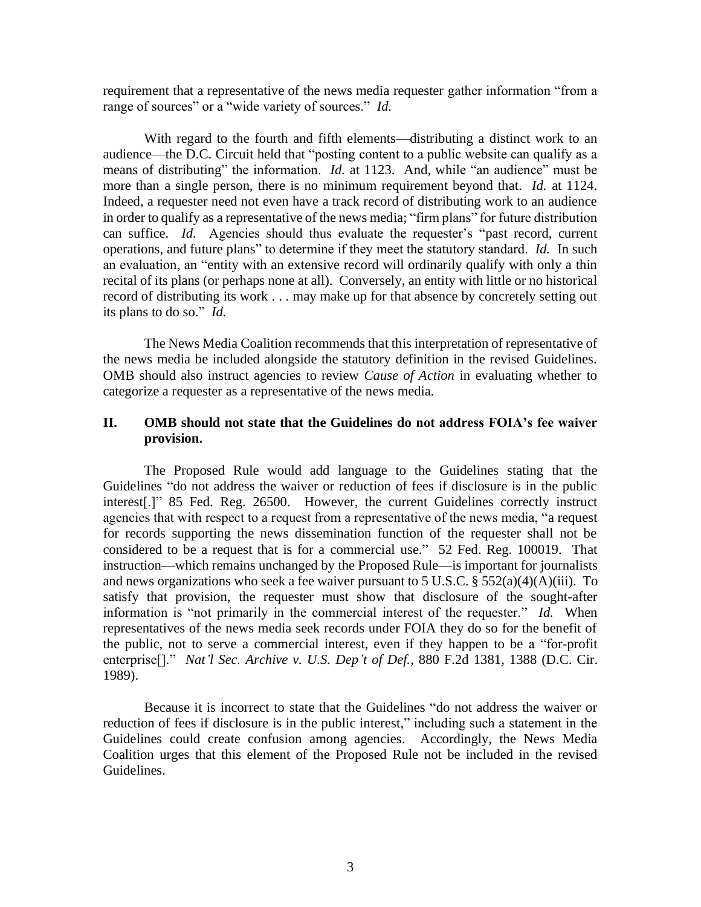requirement that a representative of the news media requester gather information "from a range of sources" or a "wide variety of sources." *Id.*

With regard to the fourth and fifth elements—distributing a distinct work to an audience—the D.C. Circuit held that "posting content to a public website can qualify as a means of distributing" the information. *Id.* at 1123. And, while "an audience" must be more than a single person, there is no minimum requirement beyond that. *Id.* at 1124. Indeed, a requester need not even have a track record of distributing work to an audience in order to qualify as a representative of the news media; "firm plans" for future distribution can suffice. *Id.* Agencies should thus evaluate the requester's "past record, current operations, and future plans" to determine if they meet the statutory standard. *Id.* In such an evaluation, an "entity with an extensive record will ordinarily qualify with only a thin recital of its plans (or perhaps none at all). Conversely, an entity with little or no historical record of distributing its work . . . may make up for that absence by concretely setting out its plans to do so." *Id.*

The News Media Coalition recommends that this interpretation of representative of the news media be included alongside the statutory definition in the revised Guidelines. OMB should also instruct agencies to review *Cause of Action* in evaluating whether to categorize a requester as a representative of the news media.

## II. OMB should not state that the Guidelines do not address FOIA's fee waiver provision.

The Proposed Rule would add language to the Guidelines stating that the Guidelines "do not address the waiver or reduction of fees if disclosure is in the public interest[.]" 85 Fed. Reg. 26500. However, the current Guidelines correctly instruct agencies that with respect to a request from a representative of the news media, "a request for records supporting the news dissemination function of the requester shall not be considered to be a request that is for a commercial use." 52 Fed. Reg. 100019. That instruction—which remains unchanged by the Proposed Rule—is important for journalists and news organizations who seek a fee waiver pursuant to 5 U.S.C. § 552(a)(4)(A)(iii). To satisfy that provision, the requester must show that disclosure of the sought-after information is "not primarily in the commercial interest of the requester." *Id.* When representatives of the news media seek records under FOIA they do so for the benefit of the public, not to serve a commercial interest, even if they happen to be a "for-profit enterprise[]." *Nat'l Sec. Archive v. U.S. Dep't of Def.*, 880 F.2d 1381, 1388 (D.C. Cir. 1989).

Because it is incorrect to state that the Guidelines "do not address the waiver or reduction of fees if disclosure is in the public interest," including such a statement in the Guidelines could create confusion among agencies. Accordingly, the News Media Coalition urges that this element of the Proposed Rule not be included in the revised Guidelines.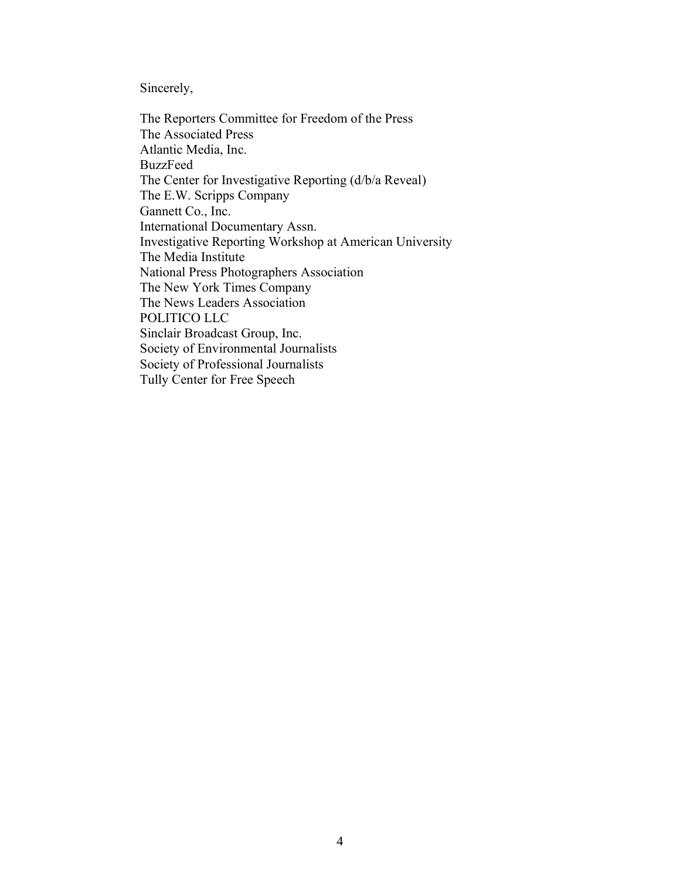Sincerely,

The Reporters Committee for Freedom of the Press
The Associated Press
Atlantic Media, Inc.
BuzzFeed
The Center for Investigative Reporting (d/b/a Reveal)
The E.W. Scripps Company
Gannett Co., Inc.
International Documentary Assn.
Investigative Reporting Workshop at American University
The Media Institute
National Press Photographers Association
The New York Times Company
The News Leaders Association
POLITICO LLC
Sinclair Broadcast Group, Inc.
Society of Environmental Journalists
Society of Professional Journalists
Tully Center for Free Speech